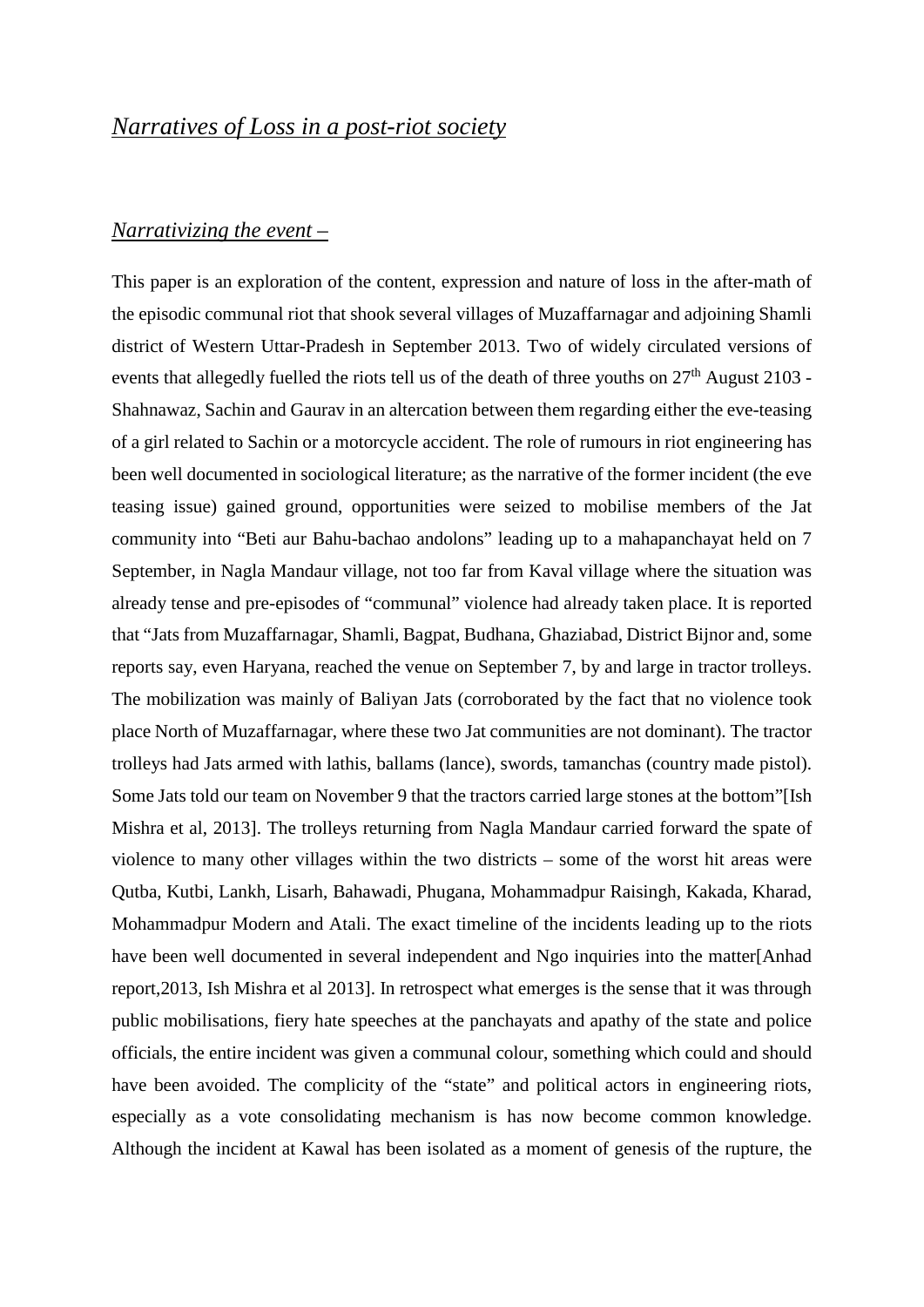# *Narratives of Loss in a post-riot society*

## *Narrativizing the event –*

This paper is an exploration of the content, expression and nature of loss in the after-math of the episodic communal riot that shook several villages of Muzaffarnagar and adjoining Shamli district of Western Uttar-Pradesh in September 2013. Two of widely circulated versions of events that allegedly fuelled the riots tell us of the death of three youths on 27th August 2103 - Shahnawaz, Sachin and Gaurav in an altercation between them regarding either the eve-teasing of a girl related to Sachin or a motorcycle accident. The role of rumours in riot engineering has been well documented in sociological literature; as the narrative of the former incident (the eve teasing issue) gained ground, opportunities were seized to mobilise members of the Jat community into "Beti aur Bahu-bachao andolons" leading up to a mahapanchayat held on 7 September, in Nagla Mandaur village, not too far from Kaval village where the situation was already tense and pre-episodes of "communal" violence had already taken place. It is reported that "Jats from Muzaffarnagar, Shamli, Bagpat, Budhana, Ghaziabad, District Bijnor and, some reports say, even Haryana, reached the venue on September 7, by and large in tractor trolleys. The mobilization was mainly of Baliyan Jats (corroborated by the fact that no violence took place North of Muzaffarnagar, where these two Jat communities are not dominant). The tractor trolleys had Jats armed with lathis, ballams (lance), swords, tamanchas (country made pistol). Some Jats told our team on November 9 that the tractors carried large stones at the bottom"[Ish Mishra et al, 2013]. The trolleys returning from Nagla Mandaur carried forward the spate of violence to many other villages within the two districts – some of the worst hit areas were Qutba, Kutbi, Lankh, Lisarh, Bahawadi, Phugana, Mohammadpur Raisingh, Kakada, Kharad, Mohammadpur Modern and Atali. The exact timeline of the incidents leading up to the riots have been well documented in several independent and Ngo inquiries into the matter[Anhad report,2013, Ish Mishra et al 2013]. In retrospect what emerges is the sense that it was through public mobilisations, fiery hate speeches at the panchayats and apathy of the state and police officials, the entire incident was given a communal colour, something which could and should have been avoided. The complicity of the "state" and political actors in engineering riots, especially as a vote consolidating mechanism is has now become common knowledge. Although the incident at Kawal has been isolated as a moment of genesis of the rupture, the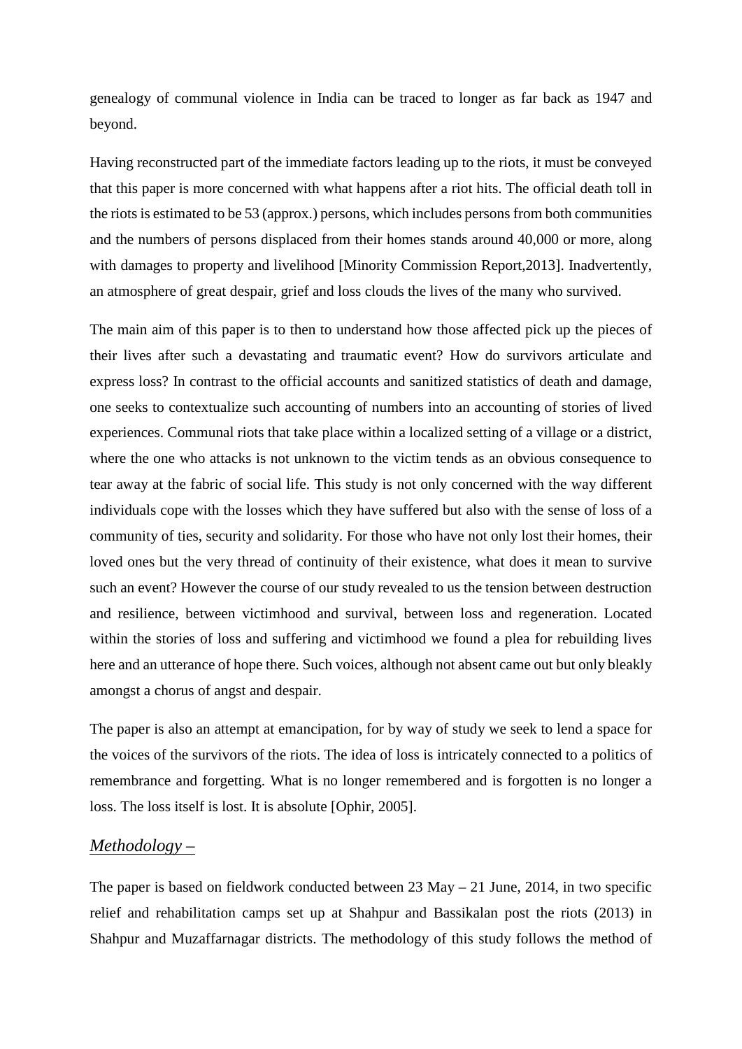genealogy of communal violence in India can be traced to longer as far back as 1947 and beyond.

Having reconstructed part of the immediate factors leading up to the riots, it must be conveyed that this paper is more concerned with what happens after a riot hits. The official death toll in the riots is estimated to be 53 (approx.) persons, which includes persons from both communities and the numbers of persons displaced from their homes stands around 40,000 or more, along with damages to property and livelihood [Minority Commission Report,2013]. Inadvertently, an atmosphere of great despair, grief and loss clouds the lives of the many who survived.

The main aim of this paper is to then to understand how those affected pick up the pieces of their lives after such a devastating and traumatic event? How do survivors articulate and express loss? In contrast to the official accounts and sanitized statistics of death and damage, one seeks to contextualize such accounting of numbers into an accounting of stories of lived experiences. Communal riots that take place within a localized setting of a village or a district, where the one who attacks is not unknown to the victim tends as an obvious consequence to tear away at the fabric of social life. This study is not only concerned with the way different individuals cope with the losses which they have suffered but also with the sense of loss of a community of ties, security and solidarity. For those who have not only lost their homes, their loved ones but the very thread of continuity of their existence, what does it mean to survive such an event? However the course of our study revealed to us the tension between destruction and resilience, between victimhood and survival, between loss and regeneration. Located within the stories of loss and suffering and victimhood we found a plea for rebuilding lives here and an utterance of hope there. Such voices, although not absent came out but only bleakly amongst a chorus of angst and despair.

The paper is also an attempt at emancipation, for by way of study we seek to lend a space for the voices of the survivors of the riots. The idea of loss is intricately connected to a politics of remembrance and forgetting. What is no longer remembered and is forgotten is no longer a loss. The loss itself is lost. It is absolute [Ophir, 2005].

## *Methodology –*

The paper is based on fieldwork conducted between 23 May – 21 June, 2014, in two specific relief and rehabilitation camps set up at Shahpur and Bassikalan post the riots (2013) in Shahpur and Muzaffarnagar districts. The methodology of this study follows the method of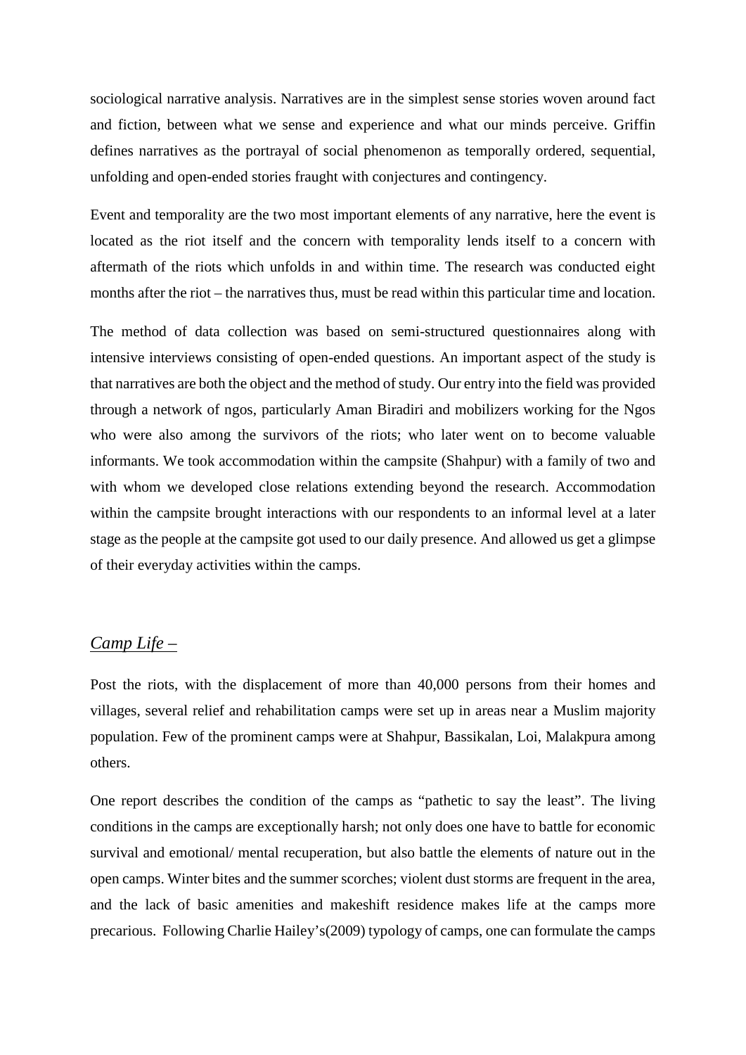sociological narrative analysis. Narratives are in the simplest sense stories woven around fact and fiction, between what we sense and experience and what our minds perceive. Griffin defines narratives as the portrayal of social phenomenon as temporally ordered, sequential, unfolding and open-ended stories fraught with conjectures and contingency.

Event and temporality are the two most important elements of any narrative, here the event is located as the riot itself and the concern with temporality lends itself to a concern with aftermath of the riots which unfolds in and within time. The research was conducted eight months after the riot – the narratives thus, must be read within this particular time and location.

The method of data collection was based on semi-structured questionnaires along with intensive interviews consisting of open-ended questions. An important aspect of the study is that narratives are both the object and the method of study. Our entry into the field was provided through a network of ngos, particularly Aman Biradiri and mobilizers working for the Ngos who were also among the survivors of the riots; who later went on to become valuable informants. We took accommodation within the campsite (Shahpur) with a family of two and with whom we developed close relations extending beyond the research. Accommodation within the campsite brought interactions with our respondents to an informal level at a later stage as the people at the campsite got used to our daily presence. And allowed us get a glimpse of their everyday activities within the camps.

## *Camp Life –*

Post the riots, with the displacement of more than 40,000 persons from their homes and villages, several relief and rehabilitation camps were set up in areas near a Muslim majority population. Few of the prominent camps were at Shahpur, Bassikalan, Loi, Malakpura among others.

One report describes the condition of the camps as "pathetic to say the least". The living conditions in the camps are exceptionally harsh; not only does one have to battle for economic survival and emotional/ mental recuperation, but also battle the elements of nature out in the open camps. Winter bites and the summer scorches; violent dust storms are frequent in the area, and the lack of basic amenities and makeshift residence makes life at the camps more precarious. Following Charlie Hailey's(2009) typology of camps, one can formulate the camps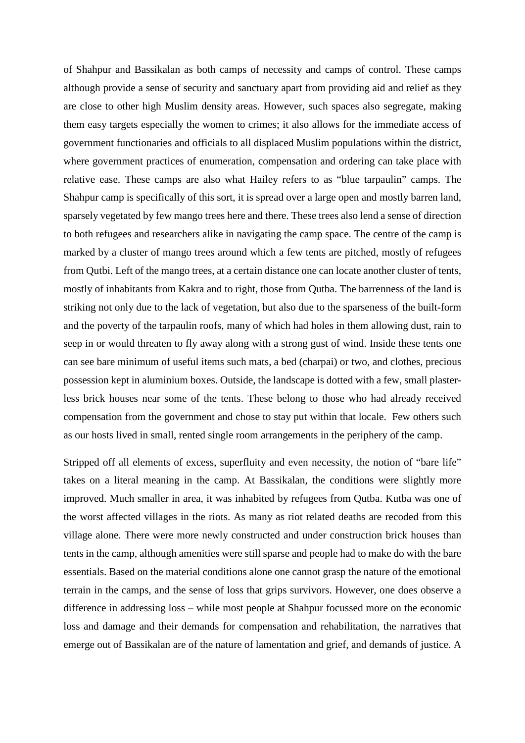of Shahpur and Bassikalan as both camps of necessity and camps of control. These camps although provide a sense of security and sanctuary apart from providing aid and relief as they are close to other high Muslim density areas. However, such spaces also segregate, making them easy targets especially the women to crimes; it also allows for the immediate access of government functionaries and officials to all displaced Muslim populations within the district, where government practices of enumeration, compensation and ordering can take place with relative ease. These camps are also what Hailey refers to as "blue tarpaulin" camps. The Shahpur camp is specifically of this sort, it is spread over a large open and mostly barren land, sparsely vegetated by few mango trees here and there. These trees also lend a sense of direction to both refugees and researchers alike in navigating the camp space. The centre of the camp is marked by a cluster of mango trees around which a few tents are pitched, mostly of refugees from Qutbi. Left of the mango trees, at a certain distance one can locate another cluster of tents, mostly of inhabitants from Kakra and to right, those from Qutba. The barrenness of the land is striking not only due to the lack of vegetation, but also due to the sparseness of the built-form and the poverty of the tarpaulin roofs, many of which had holes in them allowing dust, rain to seep in or would threaten to fly away along with a strong gust of wind. Inside these tents one can see bare minimum of useful items such mats, a bed (charpai) or two, and clothes, precious possession kept in aluminium boxes. Outside, the landscape is dotted with a few, small plaster-less brick houses near some of the tents. These belong to those who had already received compensation from the government and chose to stay put within that locale.  Few others such as our hosts lived in small, rented single room arrangements in the periphery of the camp.

Stripped off all elements of excess, superfluity and even necessity, the notion of "bare life" takes on a literal meaning in the camp. At Bassikalan, the conditions were slightly more improved. Much smaller in area, it was inhabited by refugees from Qutba. Kutba was one of the worst affected villages in the riots. As many as riot related deaths are recoded from this village alone. There were more newly constructed and under construction brick houses than tents in the camp, although amenities were still sparse and people had to make do with the bare essentials. Based on the material conditions alone one cannot grasp the nature of the emotional terrain in the camps, and the sense of loss that grips survivors. However, one does observe a difference in addressing loss – while most people at Shahpur focussed more on the economic loss and damage and their demands for compensation and rehabilitation, the narratives that emerge out of Bassikalan are of the nature of lamentation and grief, and demands of justice. A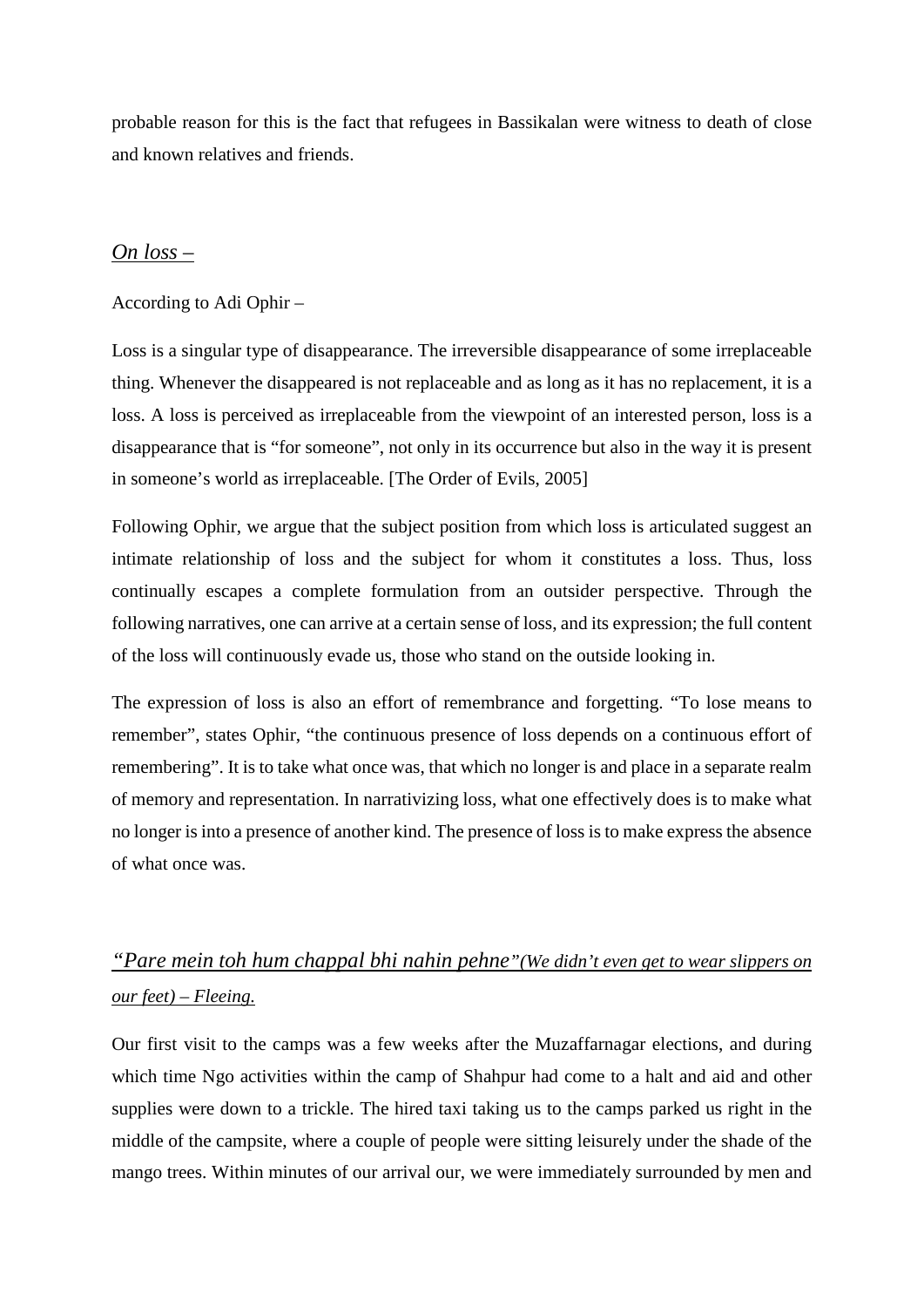probable reason for this is the fact that refugees in Bassikalan were witness to death of close and known relatives and friends.

## *On loss –*

According to Adi Ophir –

Loss is a singular type of disappearance. The irreversible disappearance of some irreplaceable thing. Whenever the disappeared is not replaceable and as long as it has no replacement, it is a loss. A loss is perceived as irreplaceable from the viewpoint of an interested person, loss is a disappearance that is "for someone", not only in its occurrence but also in the way it is present in someone's world as irreplaceable. [The Order of Evils, 2005]

Following Ophir, we argue that the subject position from which loss is articulated suggest an intimate relationship of loss and the subject for whom it constitutes a loss. Thus, loss continually escapes a complete formulation from an outsider perspective. Through the following narratives, one can arrive at a certain sense of loss, and its expression; the full content of the loss will continuously evade us, those who stand on the outside looking in.

The expression of loss is also an effort of remembrance and forgetting. "To lose means to remember", states Ophir, "the continuous presence of loss depends on a continuous effort of remembering". It is to take what once was, that which no longer is and place in a separate realm of memory and representation. In narrativizing loss, what one effectively does is to make what no longer is into a presence of another kind. The presence of loss is to make express the absence of what once was.

## *"Pare mein toh hum chappal bhi nahin pehne"(We didn't even get to wear slippers on our feet) – Fleeing.*

Our first visit to the camps was a few weeks after the Muzaffarnagar elections, and during which time Ngo activities within the camp of Shahpur had come to a halt and aid and other supplies were down to a trickle. The hired taxi taking us to the camps parked us right in the middle of the campsite, where a couple of people were sitting leisurely under the shade of the mango trees. Within minutes of our arrival our, we were immediately surrounded by men and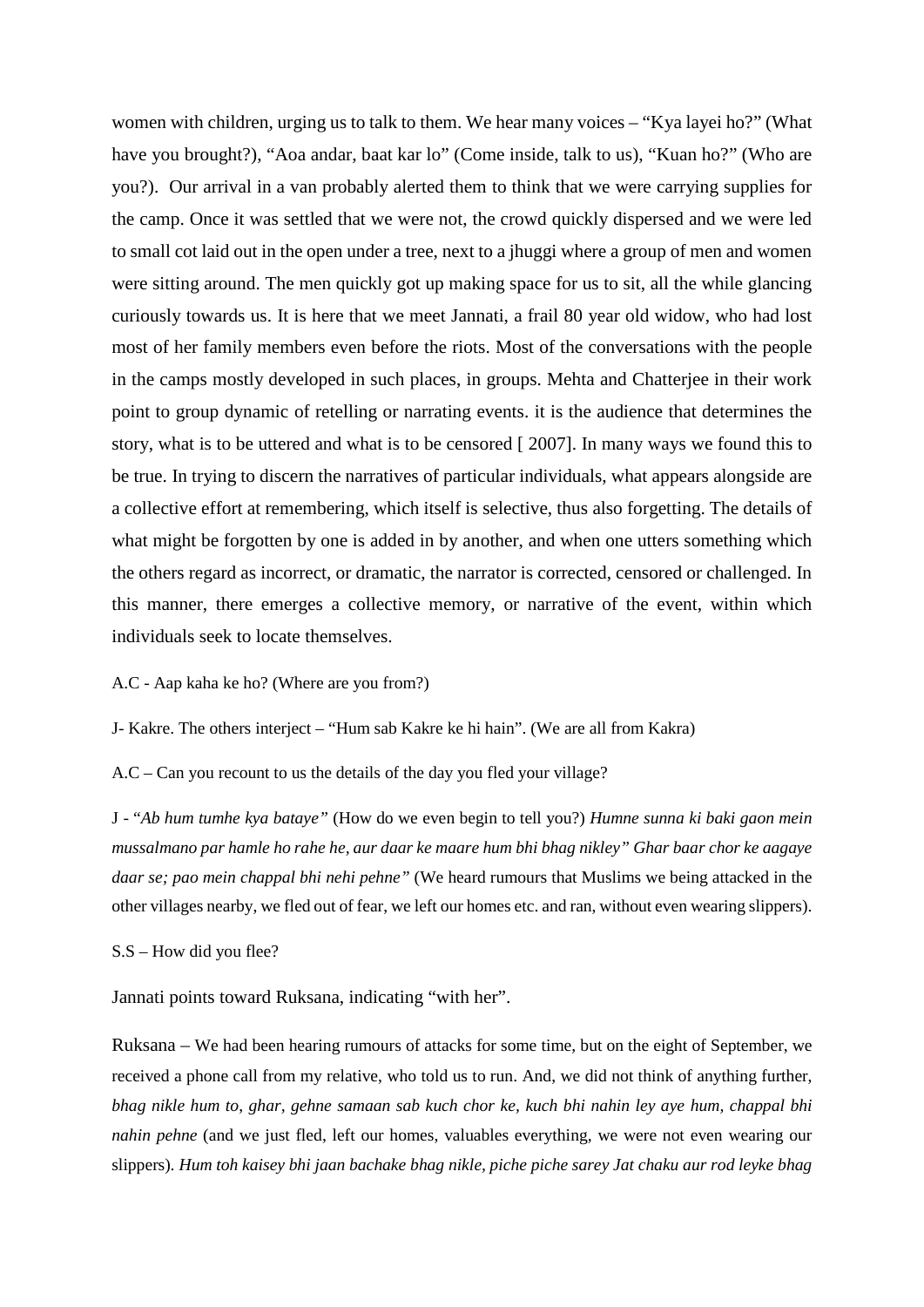women with children, urging us to talk to them. We hear many voices – "Kya layei ho?" (What have you brought?), "Aoa andar, baat kar lo" (Come inside, talk to us), "Kuan ho?" (Who are you?). Our arrival in a van probably alerted them to think that we were carrying supplies for the camp. Once it was settled that we were not, the crowd quickly dispersed and we were led to small cot laid out in the open under a tree, next to a jhuggi where a group of men and women were sitting around. The men quickly got up making space for us to sit, all the while glancing curiously towards us. It is here that we meet Jannati, a frail 80 year old widow, who had lost most of her family members even before the riots. Most of the conversations with the people in the camps mostly developed in such places, in groups. Mehta and Chatterjee in their work point to group dynamic of retelling or narrating events. it is the audience that determines the story, what is to be uttered and what is to be censored [ 2007]. In many ways we found this to be true. In trying to discern the narratives of particular individuals, what appears alongside are a collective effort at remembering, which itself is selective, thus also forgetting. The details of what might be forgotten by one is added in by another, and when one utters something which the others regard as incorrect, or dramatic, the narrator is corrected, censored or challenged. In this manner, there emerges a collective memory, or narrative of the event, within which individuals seek to locate themselves.

A.C - Aap kaha ke ho? (Where are you from?)

J- Kakre. The others interject – "Hum sab Kakre ke hi hain". (We are all from Kakra)

A.C – Can you recount to us the details of the day you fled your village?

J - "*Ab hum tumhe kya bataye"* (How do we even begin to tell you?) *Humne sunna ki baki gaon mein mussalmano par hamle ho rahe he, aur daar ke maare hum bhi bhag nikley" Ghar baar chor ke aagaye daar se; pao mein chappal bhi nehi pehne"* (We heard rumours that Muslims we being attacked in the other villages nearby, we fled out of fear, we left our homes etc. and ran, without even wearing slippers).

S.S – How did you flee?

Jannati points toward Ruksana, indicating "with her".

Ruksana – We had been hearing rumours of attacks for some time, but on the eight of September, we received a phone call from my relative, who told us to run. And, we did not think of anything further, *bhag nikle hum to, ghar, gehne samaan sab kuch chor ke, kuch bhi nahin ley aye hum, chappal bhi nahin pehne* (and we just fled, left our homes, valuables everything, we were not even wearing our slippers). *Hum toh kaisey bhi jaan bachake bhag nikle, piche piche sarey Jat chaku aur rod leyke bhag*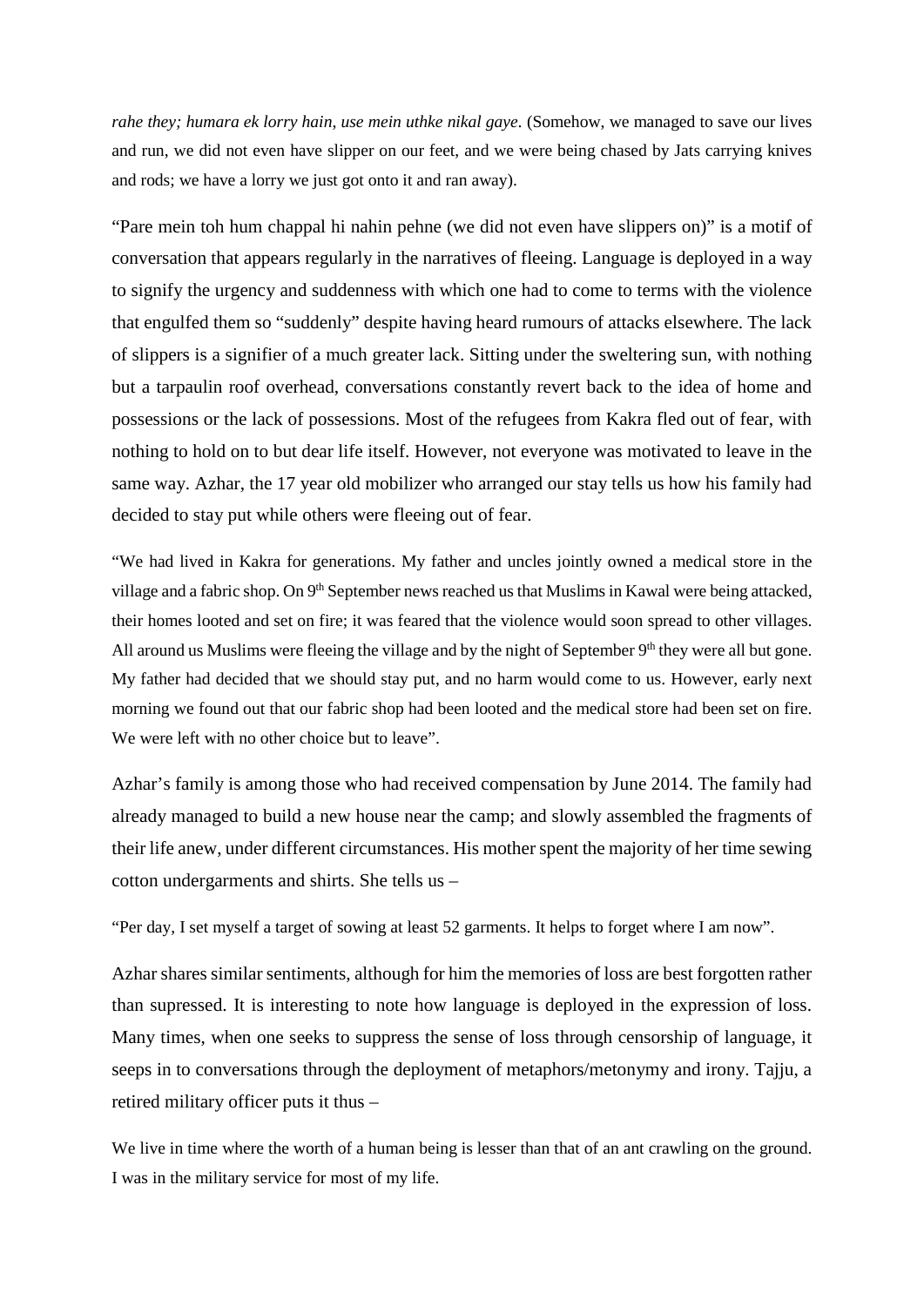*rahe they; humara ek lorry hain, use mein uthke nikal gaye*. (Somehow, we managed to save our lives and run, we did not even have slipper on our feet, and we were being chased by Jats carrying knives and rods; we have a lorry we just got onto it and ran away).

"Pare mein toh hum chappal hi nahin pehne (we did not even have slippers on)" is a motif of conversation that appears regularly in the narratives of fleeing. Language is deployed in a way to signify the urgency and suddenness with which one had to come to terms with the violence that engulfed them so "suddenly" despite having heard rumours of attacks elsewhere. The lack of slippers is a signifier of a much greater lack. Sitting under the sweltering sun, with nothing but a tarpaulin roof overhead, conversations constantly revert back to the idea of home and possessions or the lack of possessions. Most of the refugees from Kakra fled out of fear, with nothing to hold on to but dear life itself. However, not everyone was motivated to leave in the same way. Azhar, the 17 year old mobilizer who arranged our stay tells us how his family had decided to stay put while others were fleeing out of fear.

"We had lived in Kakra for generations. My father and uncles jointly owned a medical store in the village and a fabric shop. On 9th September news reached us that Muslims in Kawal were being attacked, their homes looted and set on fire; it was feared that the violence would soon spread to other villages. All around us Muslims were fleeing the village and by the night of September 9th they were all but gone. My father had decided that we should stay put, and no harm would come to us. However, early next morning we found out that our fabric shop had been looted and the medical store had been set on fire. We were left with no other choice but to leave".

Azhar's family is among those who had received compensation by June 2014. The family had already managed to build a new house near the camp; and slowly assembled the fragments of their life anew, under different circumstances. His mother spent the majority of her time sewing cotton undergarments and shirts. She tells us –

"Per day, I set myself a target of sowing at least 52 garments. It helps to forget where I am now".

Azhar shares similar sentiments, although for him the memories of loss are best forgotten rather than supressed. It is interesting to note how language is deployed in the expression of loss. Many times, when one seeks to suppress the sense of loss through censorship of language, it seeps in to conversations through the deployment of metaphors/metonymy and irony. Tajju, a retired military officer puts it thus –

We live in time where the worth of a human being is lesser than that of an ant crawling on the ground. I was in the military service for most of my life.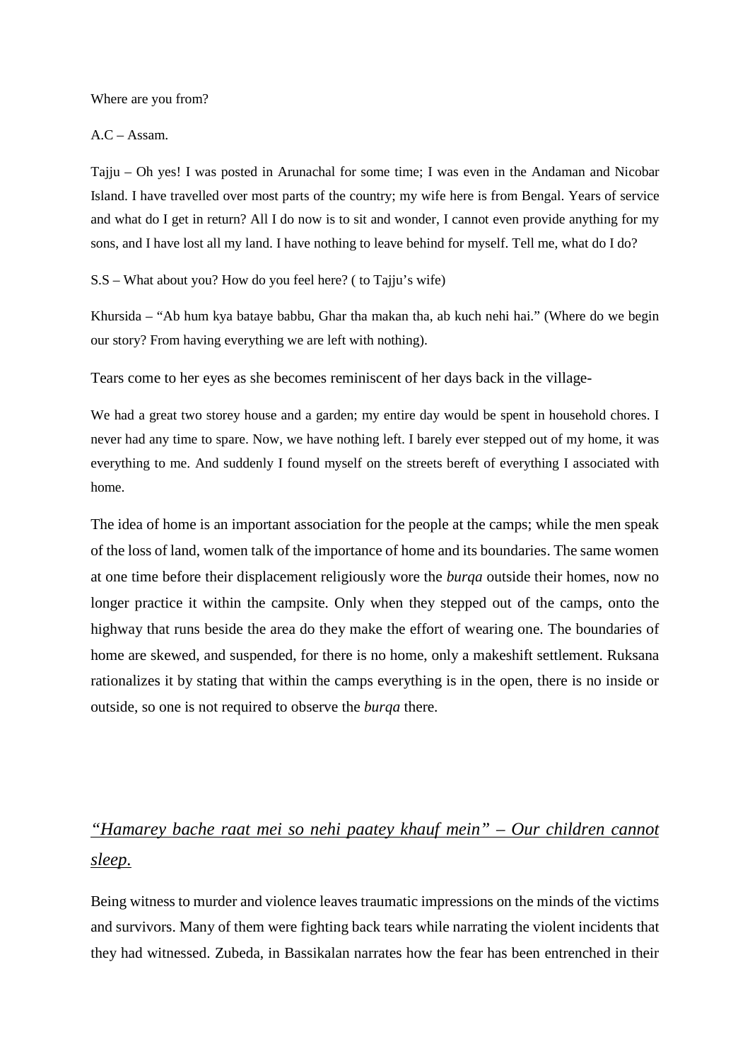Where are you from?

A.C – Assam.

Tajju – Oh yes! I was posted in Arunachal for some time; I was even in the Andaman and Nicobar Island. I have travelled over most parts of the country; my wife here is from Bengal. Years of service and what do I get in return? All I do now is to sit and wonder, I cannot even provide anything for my sons, and I have lost all my land. I have nothing to leave behind for myself. Tell me, what do I do?

S.S – What about you? How do you feel here? ( to Tajju's wife)

Khursida – "Ab hum kya bataye babbu, Ghar tha makan tha, ab kuch nehi hai." (Where do we begin our story? From having everything we are left with nothing).

Tears come to her eyes as she becomes reminiscent of her days back in the village-

We had a great two storey house and a garden; my entire day would be spent in household chores. I never had any time to spare. Now, we have nothing left. I barely ever stepped out of my home, it was everything to me. And suddenly I found myself on the streets bereft of everything I associated with home.

The idea of home is an important association for the people at the camps; while the men speak of the loss of land, women talk of the importance of home and its boundaries. The same women at one time before their displacement religiously wore the *burqa* outside their homes, now no longer practice it within the campsite. Only when they stepped out of the camps, onto the highway that runs beside the area do they make the effort of wearing one. The boundaries of home are skewed, and suspended, for there is no home, only a makeshift settlement. Ruksana rationalizes it by stating that within the camps everything is in the open, there is no inside or outside, so one is not required to observe the *burqa* there.

## *"Hamarey bache raat mei so nehi paatey khauf mein" – Our children cannot sleep.*

Being witness to murder and violence leaves traumatic impressions on the minds of the victims and survivors. Many of them were fighting back tears while narrating the violent incidents that they had witnessed. Zubeda, in Bassikalan narrates how the fear has been entrenched in their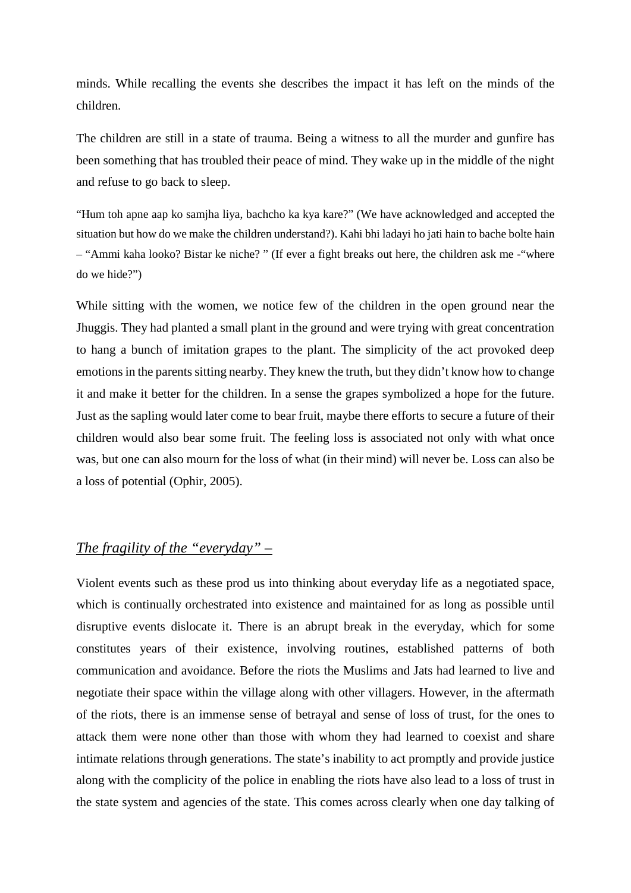minds. While recalling the events she describes the impact it has left on the minds of the children.

The children are still in a state of trauma. Being a witness to all the murder and gunfire has been something that has troubled their peace of mind. They wake up in the middle of the night and refuse to go back to sleep.

> "Hum toh apne aap ko samjha liya, bachcho ka kya kare?" (We have acknowledged and accepted the situation but how do we make the children understand?). Kahi bhi ladayi ho jati hain to bache bolte hain – "Ammi kaha looko? Bistar ke niche? " (If ever a fight breaks out here, the children ask me -"where do we hide?")

While sitting with the women, we notice few of the children in the open ground near the Jhuggis. They had planted a small plant in the ground and were trying with great concentration to hang a bunch of imitation grapes to the plant. The simplicity of the act provoked deep emotions in the parents sitting nearby. They knew the truth, but they didn't know how to change it and make it better for the children. In a sense the grapes symbolized a hope for the future. Just as the sapling would later come to bear fruit, maybe there efforts to secure a future of their children would also bear some fruit. The feeling loss is associated not only with what once was, but one can also mourn for the loss of what (in their mind) will never be. Loss can also be a loss of potential (Ophir, 2005).

## *The fragility of the "everyday" –*

Violent events such as these prod us into thinking about everyday life as a negotiated space, which is continually orchestrated into existence and maintained for as long as possible until disruptive events dislocate it. There is an abrupt break in the everyday, which for some constitutes years of their existence, involving routines, established patterns of both communication and avoidance. Before the riots the Muslims and Jats had learned to live and negotiate their space within the village along with other villagers. However, in the aftermath of the riots, there is an immense sense of betrayal and sense of loss of trust, for the ones to attack them were none other than those with whom they had learned to coexist and share intimate relations through generations. The state's inability to act promptly and provide justice along with the complicity of the police in enabling the riots have also lead to a loss of trust in the state system and agencies of the state. This comes across clearly when one day talking of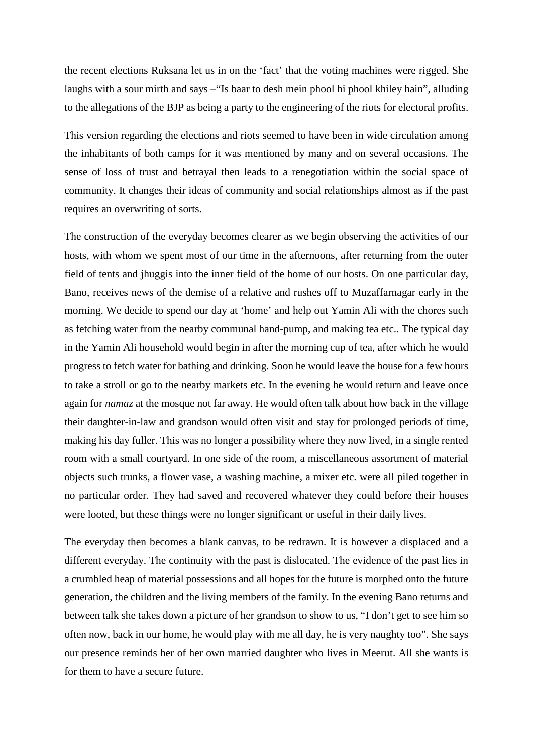the recent elections Ruksana let us in on the 'fact' that the voting machines were rigged. She laughs with a sour mirth and says –"Is baar to desh mein phool hi phool khiley hain", alluding to the allegations of the BJP as being a party to the engineering of the riots for electoral profits.

This version regarding the elections and riots seemed to have been in wide circulation among the inhabitants of both camps for it was mentioned by many and on several occasions. The sense of loss of trust and betrayal then leads to a renegotiation within the social space of community. It changes their ideas of community and social relationships almost as if the past requires an overwriting of sorts.

The construction of the everyday becomes clearer as we begin observing the activities of our hosts, with whom we spent most of our time in the afternoons, after returning from the outer field of tents and jhuggis into the inner field of the home of our hosts. On one particular day, Bano, receives news of the demise of a relative and rushes off to Muzaffarnagar early in the morning. We decide to spend our day at 'home' and help out Yamin Ali with the chores such as fetching water from the nearby communal hand-pump, and making tea etc.. The typical day in the Yamin Ali household would begin in after the morning cup of tea, after which he would progress to fetch water for bathing and drinking. Soon he would leave the house for a few hours to take a stroll or go to the nearby markets etc. In the evening he would return and leave once again for *namaz* at the mosque not far away. He would often talk about how back in the village their daughter-in-law and grandson would often visit and stay for prolonged periods of time, making his day fuller. This was no longer a possibility where they now lived, in a single rented room with a small courtyard. In one side of the room, a miscellaneous assortment of material objects such trunks, a flower vase, a washing machine, a mixer etc. were all piled together in no particular order. They had saved and recovered whatever they could before their houses were looted, but these things were no longer significant or useful in their daily lives.

The everyday then becomes a blank canvas, to be redrawn. It is however a displaced and a different everyday. The continuity with the past is dislocated. The evidence of the past lies in a crumbled heap of material possessions and all hopes for the future is morphed onto the future generation, the children and the living members of the family. In the evening Bano returns and between talk she takes down a picture of her grandson to show to us, "I don't get to see him so often now, back in our home, he would play with me all day, he is very naughty too". She says our presence reminds her of her own married daughter who lives in Meerut. All she wants is for them to have a secure future.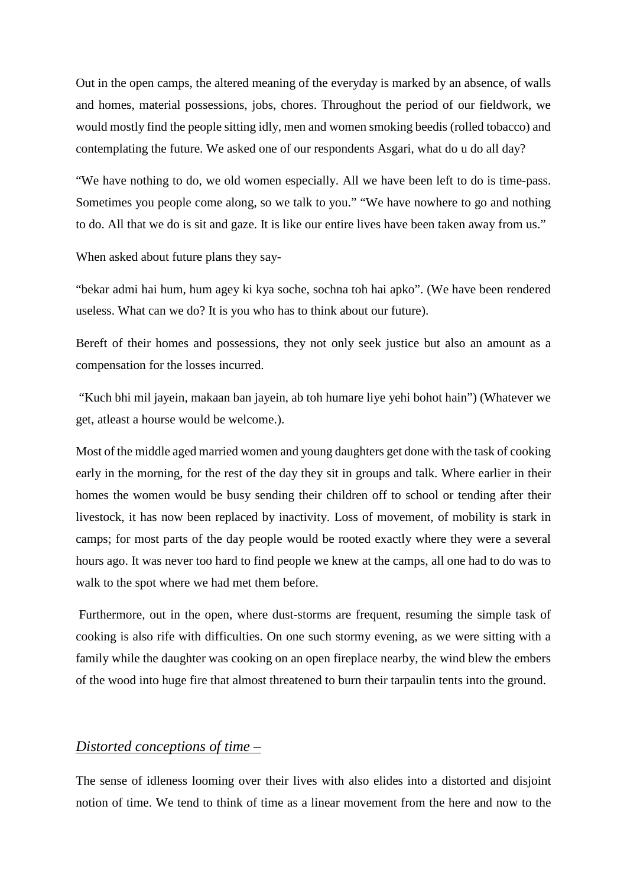Out in the open camps, the altered meaning of the everyday is marked by an absence, of walls and homes, material possessions, jobs, chores. Throughout the period of our fieldwork, we would mostly find the people sitting idly, men and women smoking beedis (rolled tobacco) and contemplating the future. We asked one of our respondents Asgari, what do u do all day?

"We have nothing to do, we old women especially. All we have been left to do is time-pass. Sometimes you people come along, so we talk to you." "We have nowhere to go and nothing to do. All that we do is sit and gaze. It is like our entire lives have been taken away from us."

When asked about future plans they say-

"bekar admi hai hum, hum agey ki kya soche, sochna toh hai apko". (We have been rendered useless. What can we do? It is you who has to think about our future).

Bereft of their homes and possessions, they not only seek justice but also an amount as a compensation for the losses incurred.

"Kuch bhi mil jayein, makaan ban jayein, ab toh humare liye yehi bohot hain") (Whatever we get, atleast a hourse would be welcome.).

Most of the middle aged married women and young daughters get done with the task of cooking early in the morning, for the rest of the day they sit in groups and talk. Where earlier in their homes the women would be busy sending their children off to school or tending after their livestock, it has now been replaced by inactivity. Loss of movement, of mobility is stark in camps; for most parts of the day people would be rooted exactly where they were a several hours ago. It was never too hard to find people we knew at the camps, all one had to do was to walk to the spot where we had met them before.

Furthermore, out in the open, where dust-storms are frequent, resuming the simple task of cooking is also rife with difficulties. On one such stormy evening, as we were sitting with a family while the daughter was cooking on an open fireplace nearby, the wind blew the embers of the wood into huge fire that almost threatened to burn their tarpaulin tents into the ground.

## *Distorted conceptions of time –*

The sense of idleness looming over their lives with also elides into a distorted and disjoint notion of time. We tend to think of time as a linear movement from the here and now to the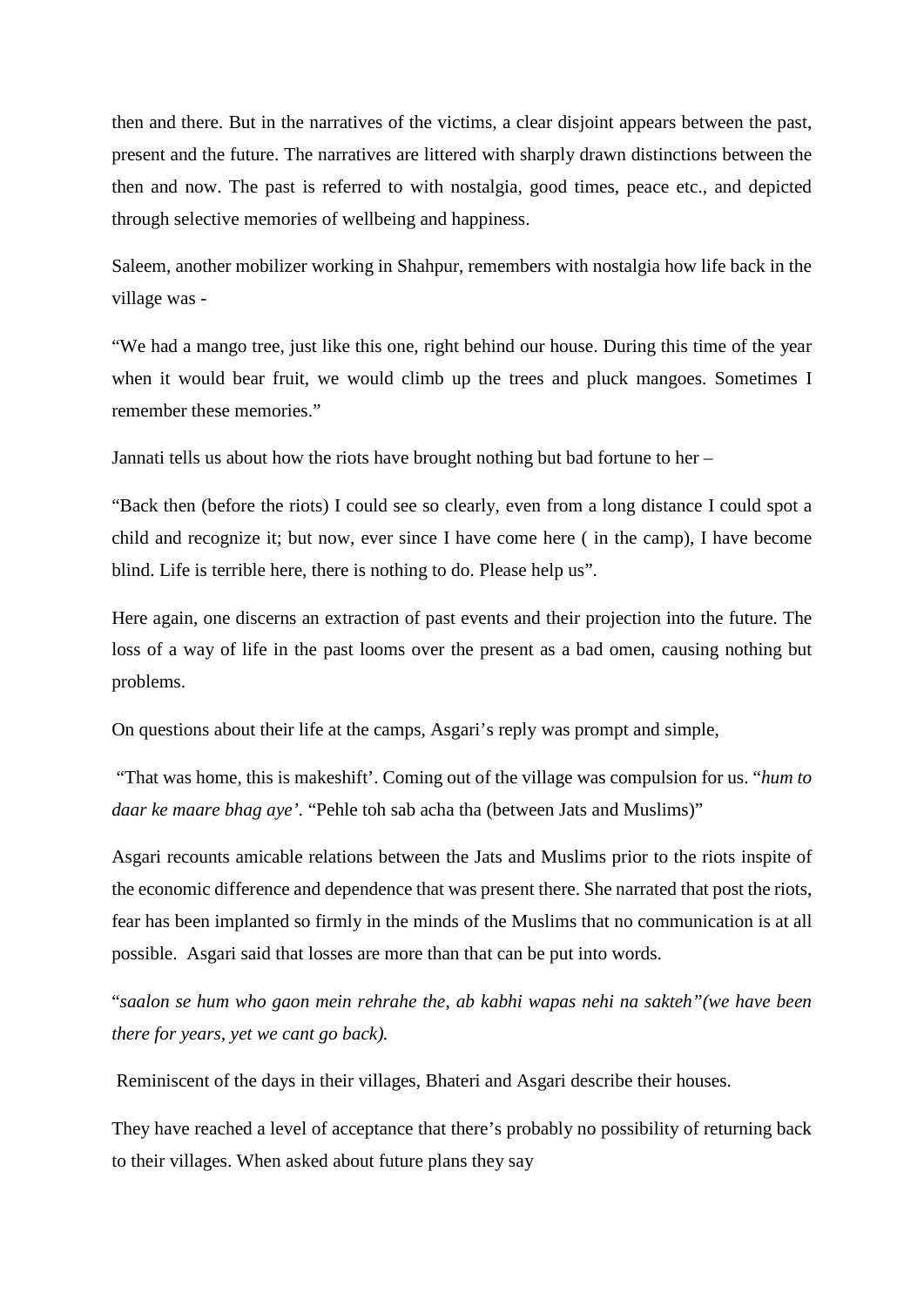then and there. But in the narratives of the victims, a clear disjoint appears between the past, present and the future. The narratives are littered with sharply drawn distinctions between the then and now. The past is referred to with nostalgia, good times, peace etc., and depicted through selective memories of wellbeing and happiness.

Saleem, another mobilizer working in Shahpur, remembers with nostalgia how life back in the village was -

"We had a mango tree, just like this one, right behind our house. During this time of the year when it would bear fruit, we would climb up the trees and pluck mangoes. Sometimes I remember these memories."

Jannati tells us about how the riots have brought nothing but bad fortune to her –

"Back then (before the riots) I could see so clearly, even from a long distance I could spot a child and recognize it; but now, ever since I have come here ( in the camp), I have become blind. Life is terrible here, there is nothing to do. Please help us".

Here again, one discerns an extraction of past events and their projection into the future. The loss of a way of life in the past looms over the present as a bad omen, causing nothing but problems.

On questions about their life at the camps, Asgari's reply was prompt and simple,

"That was home, this is makeshift'. Coming out of the village was compulsion for us. "*hum to daar ke maare bhag aye'*. "Pehle toh sab acha tha (between Jats and Muslims)"

Asgari recounts amicable relations between the Jats and Muslims prior to the riots inspite of the economic difference and dependence that was present there. She narrated that post the riots, fear has been implanted so firmly in the minds of the Muslims that no communication is at all possible. Asgari said that losses are more than that can be put into words.

"*saalon se hum who gaon mein rehrahe the, ab kabhi wapas nehi na sakteh"(we have been there for years, yet we cant go back).*

Reminiscent of the days in their villages, Bhateri and Asgari describe their houses.

They have reached a level of acceptance that there's probably no possibility of returning back to their villages. When asked about future plans they say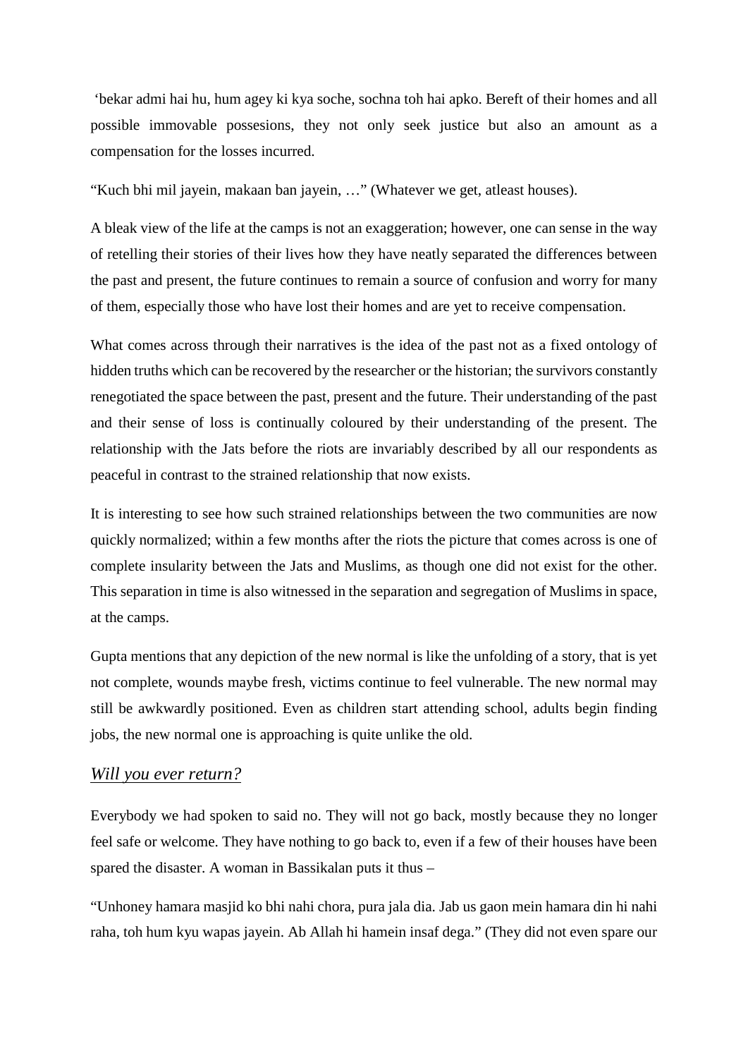'bekar admi hai hu, hum agey ki kya soche, sochna toh hai apko. Bereft of their homes and all possible immovable possesions, they not only seek justice but also an amount as a compensation for the losses incurred.

"Kuch bhi mil jayein, makaan ban jayein, …" (Whatever we get, atleast houses).

A bleak view of the life at the camps is not an exaggeration; however, one can sense in the way of retelling their stories of their lives how they have neatly separated the differences between the past and present, the future continues to remain a source of confusion and worry for many of them, especially those who have lost their homes and are yet to receive compensation.

What comes across through their narratives is the idea of the past not as a fixed ontology of hidden truths which can be recovered by the researcher or the historian; the survivors constantly renegotiated the space between the past, present and the future. Their understanding of the past and their sense of loss is continually coloured by their understanding of the present. The relationship with the Jats before the riots are invariably described by all our respondents as peaceful in contrast to the strained relationship that now exists.

It is interesting to see how such strained relationships between the two communities are now quickly normalized; within a few months after the riots the picture that comes across is one of complete insularity between the Jats and Muslims, as though one did not exist for the other. This separation in time is also witnessed in the separation and segregation of Muslims in space, at the camps.

Gupta mentions that any depiction of the new normal is like the unfolding of a story, that is yet not complete, wounds maybe fresh, victims continue to feel vulnerable. The new normal may still be awkwardly positioned. Even as children start attending school, adults begin finding jobs, the new normal one is approaching is quite unlike the old.

### *Will you ever return?*

Everybody we had spoken to said no. They will not go back, mostly because they no longer feel safe or welcome. They have nothing to go back to, even if a few of their houses have been spared the disaster. A woman in Bassikalan puts it thus –

"Unhoney hamara masjid ko bhi nahi chora, pura jala dia. Jab us gaon mein hamara din hi nahi raha, toh hum kyu wapas jayein. Ab Allah hi hamein insaf dega." (They did not even spare our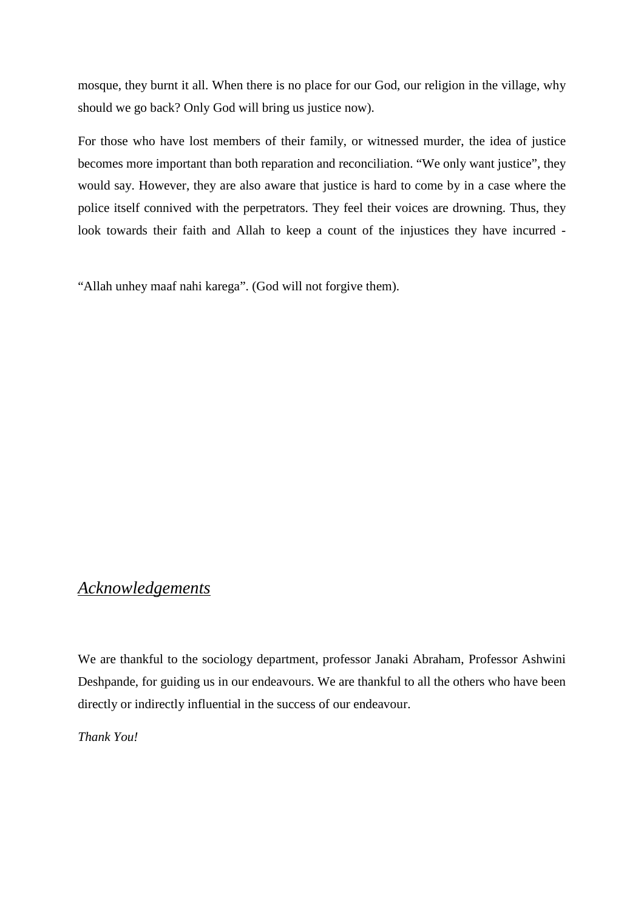mosque, they burnt it all. When there is no place for our God, our religion in the village, why should we go back? Only God will bring us justice now).

For those who have lost members of their family, or witnessed murder, the idea of justice becomes more important than both reparation and reconciliation. “We only want justice”, they would say. However, they are also aware that justice is hard to come by in a case where the police itself connived with the perpetrators. They feel their voices are drowning. Thus, they look towards their faith and Allah to keep a count of the injustices they have incurred -

“Allah unhey maaf nahi karega”. (God will not forgive them).

## *Acknowledgements*

We are thankful to the sociology department, professor Janaki Abraham, Professor Ashwini Deshpande, for guiding us in our endeavours. We are thankful to all the others who have been directly or indirectly influential in the success of our endeavour.

*Thank You!*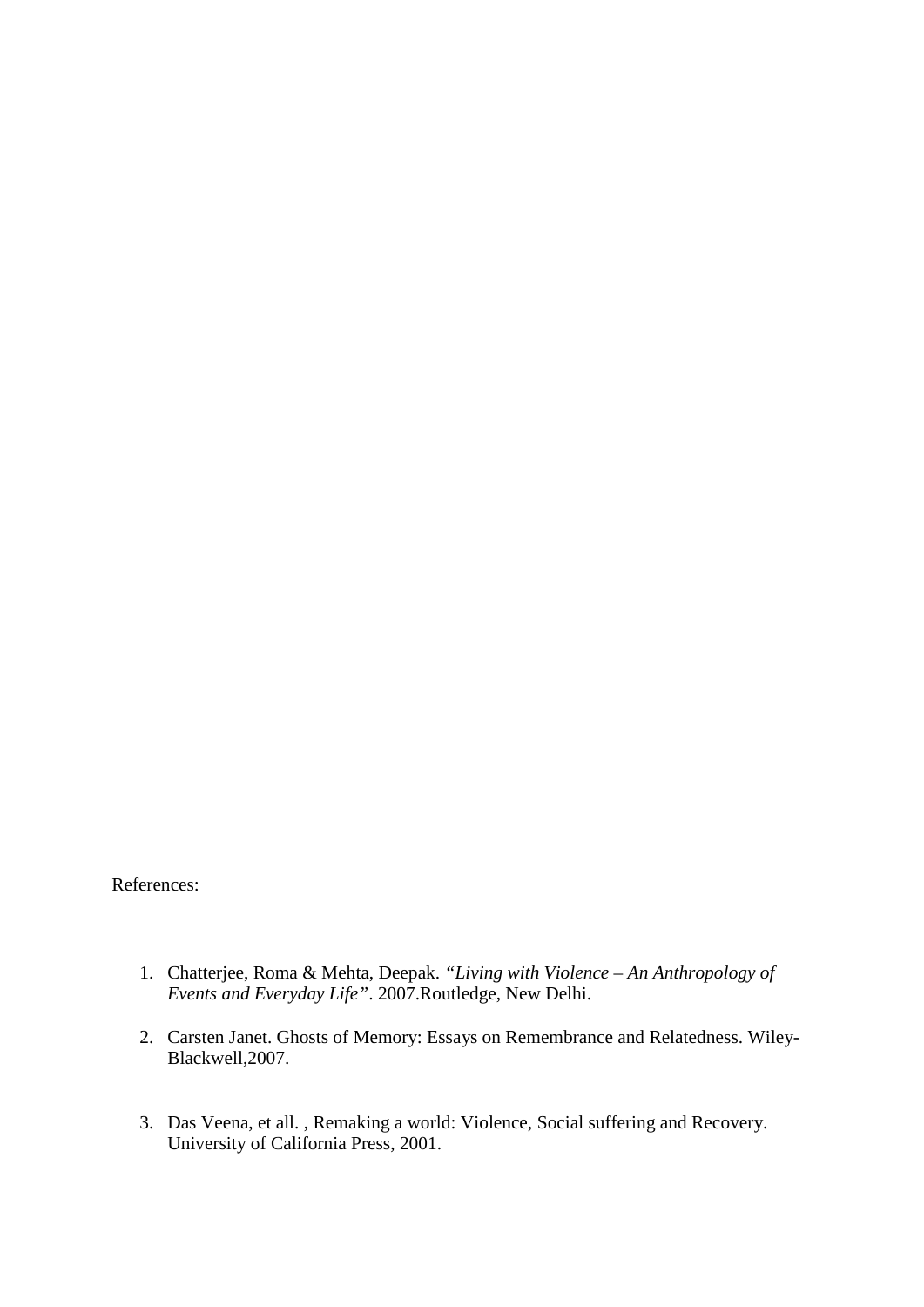References:

1. Chatterjee, Roma & Mehta, Deepak. *"Living with Violence – An Anthropology of Events and Everyday Life"*. 2007.Routledge, New Delhi.

2. Carsten Janet. Ghosts of Memory: Essays on Remembrance and Relatedness. Wiley-Blackwell,2007.

3. Das Veena, et all. , Remaking a world: Violence, Social suffering and Recovery. University of California Press, 2001.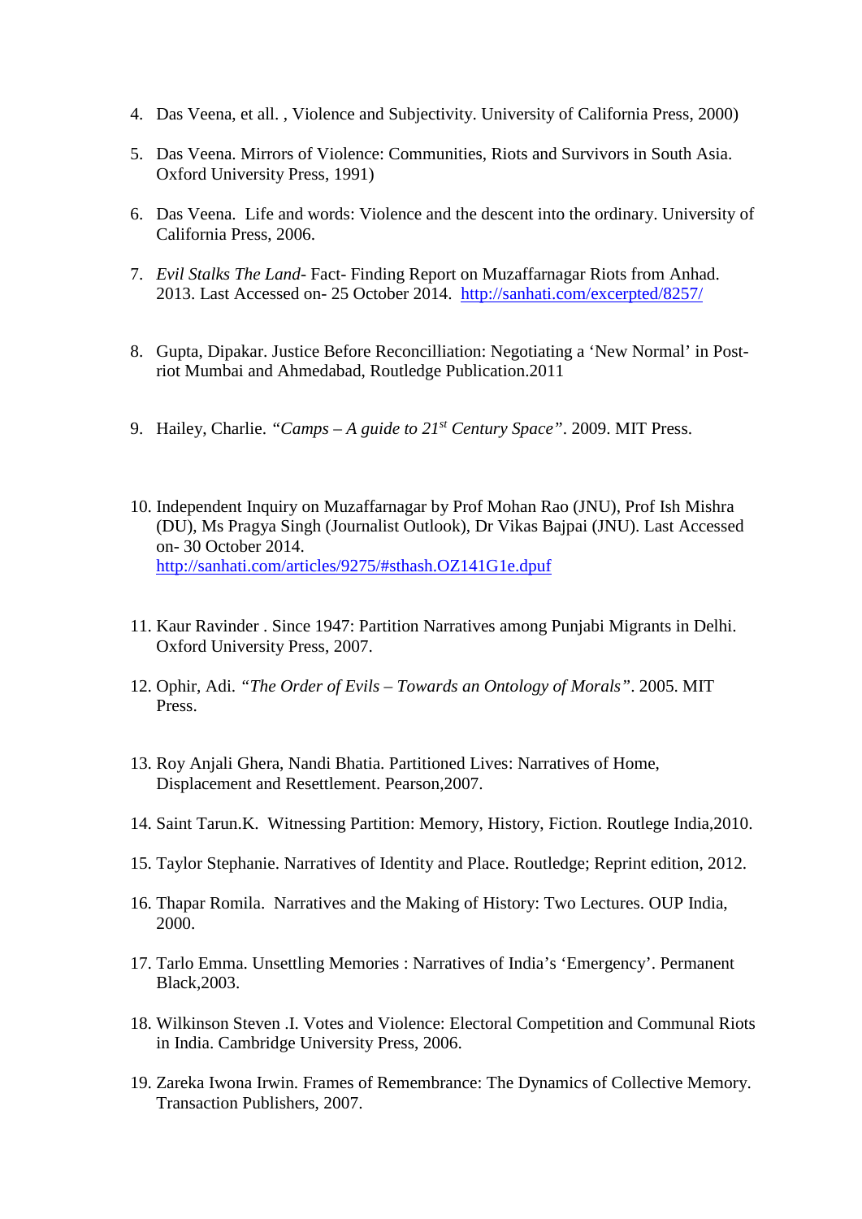4. Das Veena, et all. , Violence and Subjectivity. University of California Press, 2000)

5. Das Veena. Mirrors of Violence: Communities, Riots and Survivors in South Asia. Oxford University Press, 1991)

6. Das Veena. Life and words: Violence and the descent into the ordinary. University of California Press, 2006.

7. *Evil Stalks The Land*- Fact- Finding Report on Muzaffarnagar Riots from Anhad. 2013. Last Accessed on- 25 October 2014. http://sanhati.com/excerpted/8257/

8. Gupta, Dipakar. Justice Before Reconcilliation: Negotiating a 'New Normal' in Post-riot Mumbai and Ahmedabad, Routledge Publication.2011

9. Hailey, Charlie. *"Camps – A guide to 21st Century Space"*. 2009. MIT Press.

10. Independent Inquiry on Muzaffarnagar by Prof Mohan Rao (JNU), Prof Ish Mishra (DU), Ms Pragya Singh (Journalist Outlook), Dr Vikas Bajpai (JNU). Last Accessed on- 30 October 2014. http://sanhati.com/articles/9275/#sthash.OZ141G1e.dpuf

11. Kaur Ravinder . Since 1947: Partition Narratives among Punjabi Migrants in Delhi. Oxford University Press, 2007.

12. Ophir, Adi. *"The Order of Evils – Towards an Ontology of Morals"*. 2005. MIT Press.

13. Roy Anjali Ghera, Nandi Bhatia. Partitioned Lives: Narratives of Home, Displacement and Resettlement. Pearson,2007.

14. Saint Tarun.K. Witnessing Partition: Memory, History, Fiction. Routlege India,2010.

15. Taylor Stephanie. Narratives of Identity and Place. Routledge; Reprint edition, 2012.

16. Thapar Romila. Narratives and the Making of History: Two Lectures. OUP India, 2000.

17. Tarlo Emma. Unsettling Memories : Narratives of India's 'Emergency'. Permanent Black,2003.

18. Wilkinson Steven .I. Votes and Violence: Electoral Competition and Communal Riots in India. Cambridge University Press, 2006.

19. Zareka Iwona Irwin. Frames of Remembrance: The Dynamics of Collective Memory. Transaction Publishers, 2007.